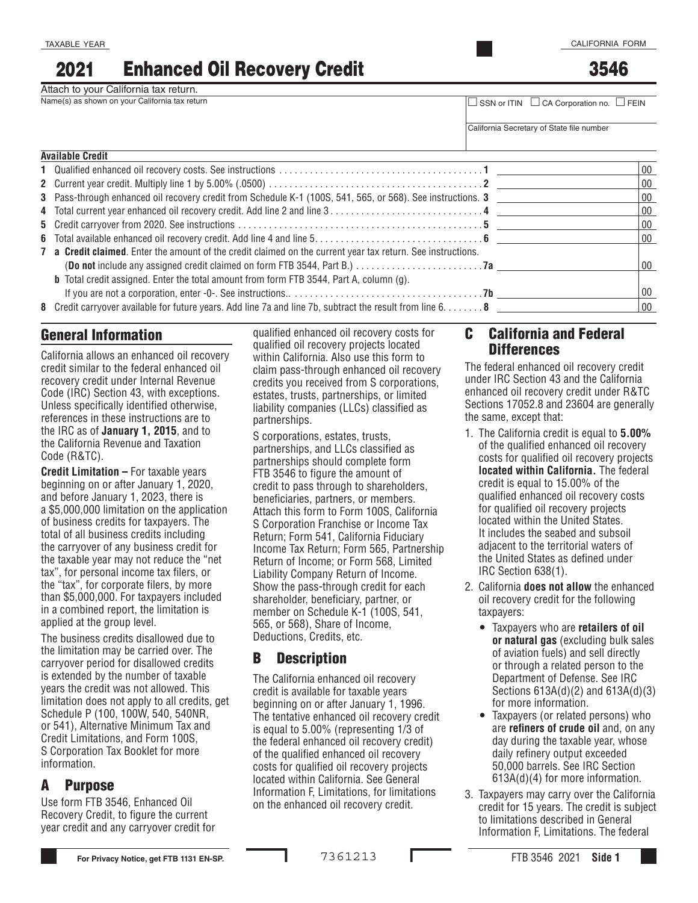TAXABLE YEAR

# 2021 Enhanced Oil Recovery Credit

CALIFORNIA FORM

# 3546

Attach to your California tax return.

Name(s) as shown on your California tax return

☐ SSN or ITIN ☐ CA Corporation no. ☐ FEIN

California Secretary of State file number

**Available Credit**

| | | | |
|---|---|---|---|
| 1 | Qualified enhanced oil recovery costs. See instructions | 1 | 00 |
| 2 | Current year credit. Multiply line 1 by 5.00% (.0500) | 2 | 00 |
| 3 | Pass-through enhanced oil recovery credit from Schedule K-1 (100S, 541, 565, or 568). See instructions. | 3 | 00 |
| 4 | Total current year enhanced oil recovery credit. Add line 2 and line 3 | 4 | 00 |
| 5 | Credit carryover from 2020. See instructions | 5 | 00 |
| 6 | Total available enhanced oil recovery credit. Add line 4 and line 5 | 6 | 00 |
| 7 | a **Credit claimed**. Enter the amount of the credit claimed on the current year tax return. See instructions. (**Do not** include any assigned credit claimed on form FTB 3544, Part B.) | 7a | 00 |
| | b Total credit assigned. Enter the total amount from form FTB 3544, Part A, column (g). If you are not a corporation, enter -0-. See instructions. | 7b | 00 |
| 8 | Credit carryover available for future years. Add line 7a and line 7b, subtract the result from line 6. | 8 | 00 |

## General Information

California allows an enhanced oil recovery credit similar to the federal enhanced oil recovery credit under Internal Revenue Code (IRC) Section 43, with exceptions. Unless specifically identified otherwise, references in these instructions are to the IRC as of **January 1, 2015**, and to the California Revenue and Taxation Code (R&TC).

**Credit Limitation –** For taxable years beginning on or after January 1, 2020, and before January 1, 2023, there is a $5,000,000 limitation on the application of business credits for taxpayers. The total of all business credits including the carryover of any business credit for the taxable year may not reduce the "net tax", for personal income tax filers, or the "tax", for corporate filers, by more than $5,000,000. For taxpayers included in a combined report, the limitation is applied at the group level.

The business credits disallowed due to the limitation may be carried over. The carryover period for disallowed credits is extended by the number of taxable years the credit was not allowed. This limitation does not apply to all credits, get Schedule P (100, 100W, 540, 540NR, or 541), Alternative Minimum Tax and Credit Limitations, and Form 100S, S Corporation Tax Booklet for more information.

## A Purpose

Use form FTB 3546, Enhanced Oil Recovery Credit, to figure the current year credit and any carryover credit for qualified enhanced oil recovery costs for qualified oil recovery projects located within California. Also use this form to claim pass-through enhanced oil recovery credits you received from S corporations, estates, trusts, partnerships, or limited liability companies (LLCs) classified as partnerships.

S corporations, estates, trusts, partnerships, and LLCs classified as partnerships should complete form FTB 3546 to figure the amount of credit to pass through to shareholders, beneficiaries, partners, or members. Attach this form to Form 100S, California S Corporation Franchise or Income Tax Return; Form 541, California Fiduciary Income Tax Return; Form 565, Partnership Return of Income; or Form 568, Limited Liability Company Return of Income. Show the pass-through credit for each shareholder, beneficiary, partner, or member on Schedule K-1 (100S, 541, 565, or 568), Share of Income, Deductions, Credits, etc.

## B Description

The California enhanced oil recovery credit is available for taxable years beginning on or after January 1, 1996. The tentative enhanced oil recovery credit is equal to 5.00% (representing 1/3 of the federal enhanced oil recovery credit) of the qualified enhanced oil recovery costs for qualified oil recovery projects located within California. See General Information F, Limitations, for limitations on the enhanced oil recovery credit.

## C California and Federal Differences

The federal enhanced oil recovery credit under IRC Section 43 and the California enhanced oil recovery credit under R&TC Sections 17052.8 and 23604 are generally the same, except that:

1. The California credit is equal to **5.00%** of the qualified enhanced oil recovery costs for qualified oil recovery projects **located within California.** The federal credit is equal to 15.00% of the qualified enhanced oil recovery costs for qualified oil recovery projects located within the United States. It includes the seabed and subsoil adjacent to the territorial waters of the United States as defined under IRC Section 638(1).
2. California **does not allow** the enhanced oil recovery credit for the following taxpayers:
   - Taxpayers who are **retailers of oil or natural gas** (excluding bulk sales of aviation fuels) and sell directly or through a related person to the Department of Defense. See IRC Sections 613A(d)(2) and 613A(d)(3) for more information.
   - Taxpayers (or related persons) who are **refiners of crude oil** and, on any day during the taxable year, whose daily refinery output exceeded 50,000 barrels. See IRC Section 613A(d)(4) for more information.
3. Taxpayers may carry over the California credit for 15 years. The credit is subject to limitations described in General Information F, Limitations. The federal

For Privacy Notice, get FTB 1131 EN-SP.

7361213

FTB 3546 2021 Side 1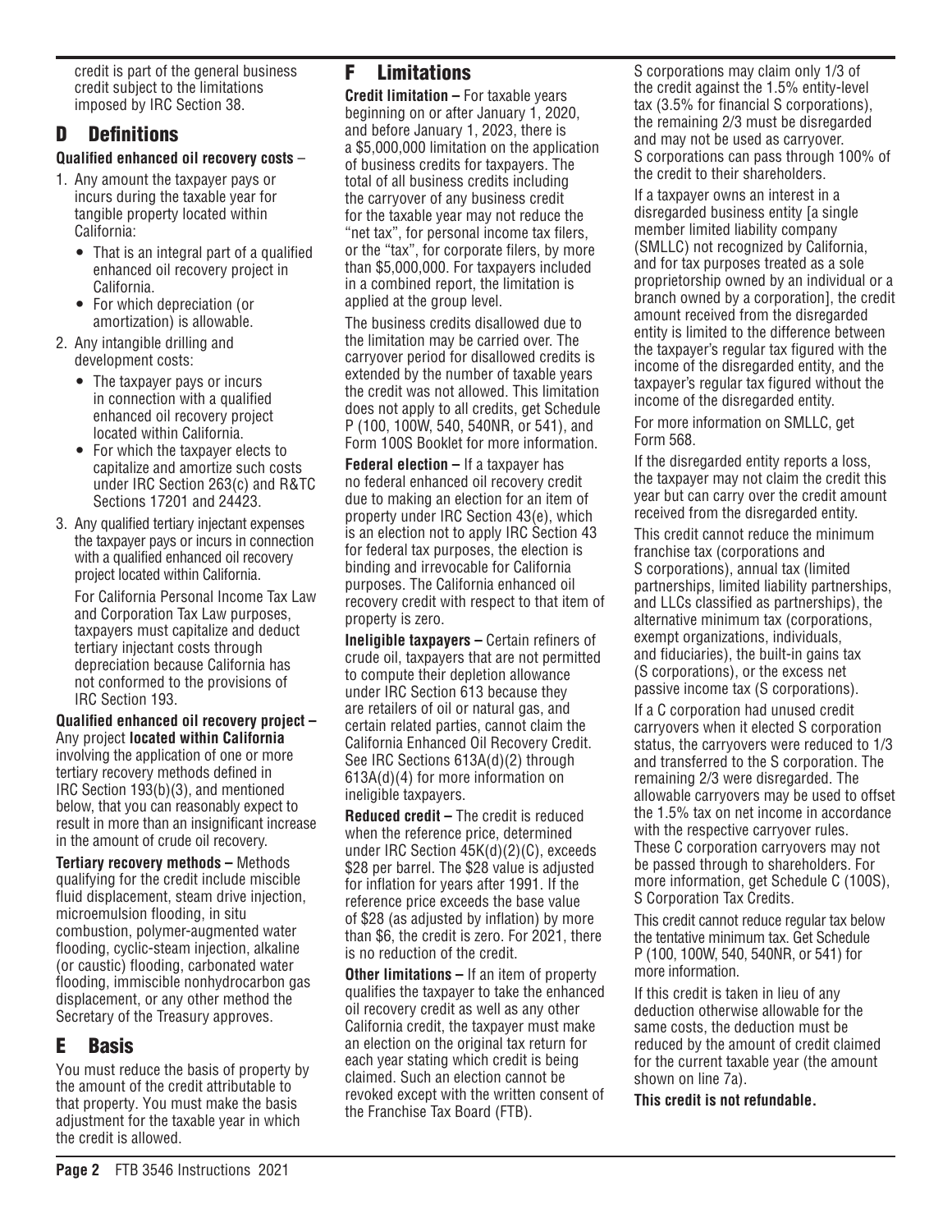credit is part of the general business credit subject to the limitations imposed by IRC Section 38.

## D Definitions

**Qualified enhanced oil recovery costs** –

1. Any amount the taxpayer pays or incurs during the taxable year for tangible property located within California:
   - That is an integral part of a qualified enhanced oil recovery project in California.
   - For which depreciation (or amortization) is allowable.
2. Any intangible drilling and development costs:
   - The taxpayer pays or incurs in connection with a qualified enhanced oil recovery project located within California.
   - For which the taxpayer elects to capitalize and amortize such costs under IRC Section 263(c) and R&TC Sections 17201 and 24423.
3. Any qualified tertiary injectant expenses the taxpayer pays or incurs in connection with a qualified enhanced oil recovery project located within California.

   For California Personal Income Tax Law and Corporation Tax Law purposes, taxpayers must capitalize and deduct tertiary injectant costs through depreciation because California has not conformed to the provisions of IRC Section 193.

**Qualified enhanced oil recovery project –** Any project **located within California** involving the application of one or more tertiary recovery methods defined in IRC Section 193(b)(3), and mentioned below, that you can reasonably expect to result in more than an insignificant increase in the amount of crude oil recovery.

**Tertiary recovery methods –** Methods qualifying for the credit include miscible fluid displacement, steam drive injection, microemulsion flooding, in situ combustion, polymer-augmented water flooding, cyclic-steam injection, alkaline (or caustic) flooding, carbonated water flooding, immiscible nonhydrocarbon gas displacement, or any other method the Secretary of the Treasury approves.

## E Basis

You must reduce the basis of property by the amount of the credit attributable to that property. You must make the basis adjustment for the taxable year in which the credit is allowed.

## F Limitations

**Credit limitation –** For taxable years beginning on or after January 1, 2020, and before January 1, 2023, there is a $5,000,000 limitation on the application of business credits for taxpayers. The total of all business credits including the carryover of any business credit for the taxable year may not reduce the "net tax", for personal income tax filers, or the "tax", for corporate filers, by more than $5,000,000. For taxpayers included in a combined report, the limitation is applied at the group level.

The business credits disallowed due to the limitation may be carried over. The carryover period for disallowed credits is extended by the number of taxable years the credit was not allowed. This limitation does not apply to all credits, get Schedule P (100, 100W, 540, 540NR, or 541), and Form 100S Booklet for more information.

**Federal election –** If a taxpayer has no federal enhanced oil recovery credit due to making an election for an item of property under IRC Section 43(e), which is an election not to apply IRC Section 43 for federal tax purposes, the election is binding and irrevocable for California purposes. The California enhanced oil recovery credit with respect to that item of property is zero.

**Ineligible taxpayers –** Certain refiners of crude oil, taxpayers that are not permitted to compute their depletion allowance under IRC Section 613 because they are retailers of oil or natural gas, and certain related parties, cannot claim the California Enhanced Oil Recovery Credit. See IRC Sections 613A(d)(2) through 613A(d)(4) for more information on ineligible taxpayers.

**Reduced credit –** The credit is reduced when the reference price, determined under IRC Section 45K(d)(2)(C), exceeds $28 per barrel. The $28 value is adjusted for inflation for years after 1991. If the reference price exceeds the base value of $28 (as adjusted by inflation) by more than $6, the credit is zero. For 2021, there is no reduction of the credit.

**Other limitations –** If an item of property qualifies the taxpayer to take the enhanced oil recovery credit as well as any other California credit, the taxpayer must make an election on the original tax return for each year stating which credit is being claimed. Such an election cannot be revoked except with the written consent of the Franchise Tax Board (FTB).

S corporations may claim only 1/3 of the credit against the 1.5% entity-level tax (3.5% for financial S corporations), the remaining 2/3 must be disregarded and may not be used as carryover. S corporations can pass through 100% of the credit to their shareholders.

If a taxpayer owns an interest in a disregarded business entity [a single member limited liability company (SMLLC) not recognized by California, and for tax purposes treated as a sole proprietorship owned by an individual or a branch owned by a corporation], the credit amount received from the disregarded entity is limited to the difference between the taxpayer's regular tax figured with the income of the disregarded entity, and the taxpayer's regular tax figured without the income of the disregarded entity.

For more information on SMLLC, get Form 568.

If the disregarded entity reports a loss, the taxpayer may not claim the credit this year but can carry over the credit amount received from the disregarded entity.

This credit cannot reduce the minimum franchise tax (corporations and S corporations), annual tax (limited partnerships, limited liability partnerships, and LLCs classified as partnerships), the alternative minimum tax (corporations, exempt organizations, individuals, and fiduciaries), the built-in gains tax (S corporations), or the excess net passive income tax (S corporations).

If a C corporation had unused credit carryovers when it elected S corporation status, the carryovers were reduced to 1/3 and transferred to the S corporation. The remaining 2/3 were disregarded. The allowable carryovers may be used to offset the 1.5% tax on net income in accordance with the respective carryover rules. These C corporation carryovers may not be passed through to shareholders. For more information, get Schedule C (100S), S Corporation Tax Credits.

This credit cannot reduce regular tax below the tentative minimum tax. Get Schedule P (100, 100W, 540, 540NR, or 541) for more information.

If this credit is taken in lieu of any deduction otherwise allowable for the same costs, the deduction must be reduced by the amount of credit claimed for the current taxable year (the amount shown on line 7a).

**This credit is not refundable.**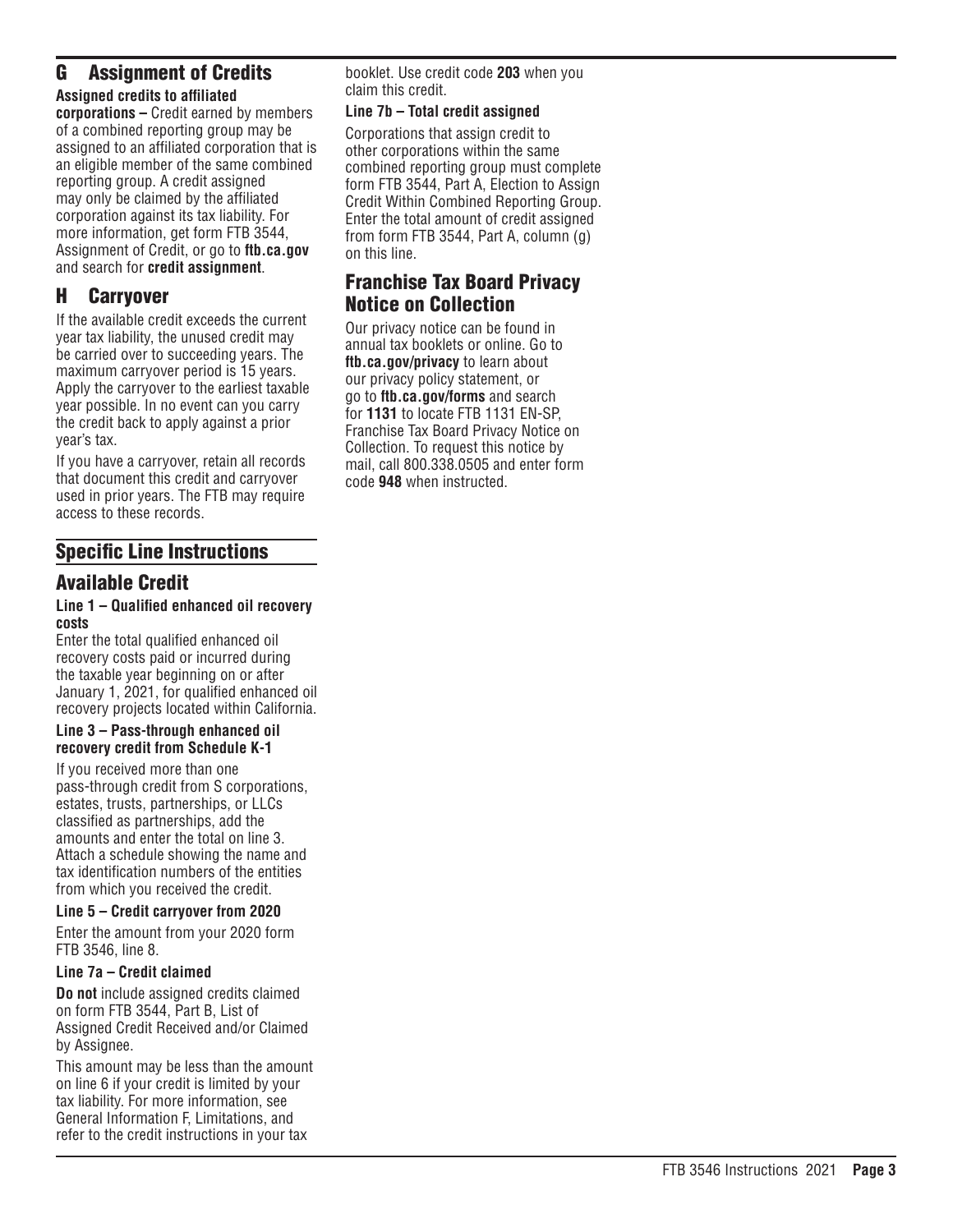## G Assignment of Credits

**Assigned credits to affiliated corporations –** Credit earned by members of a combined reporting group may be assigned to an affiliated corporation that is an eligible member of the same combined reporting group. A credit assigned may only be claimed by the affiliated corporation against its tax liability. For more information, get form FTB 3544, Assignment of Credit, or go to **ftb.ca.gov** and search for **credit assignment**.

## H Carryover

If the available credit exceeds the current year tax liability, the unused credit may be carried over to succeeding years. The maximum carryover period is 15 years. Apply the carryover to the earliest taxable year possible. In no event can you carry the credit back to apply against a prior year's tax.

If you have a carryover, retain all records that document this credit and carryover used in prior years. The FTB may require access to these records.

## Specific Line Instructions

## Available Credit

**Line 1 – Qualified enhanced oil recovery costs**

Enter the total qualified enhanced oil recovery costs paid or incurred during the taxable year beginning on or after January 1, 2021, for qualified enhanced oil recovery projects located within California.

**Line 3 – Pass-through enhanced oil recovery credit from Schedule K-1**

If you received more than one pass-through credit from S corporations, estates, trusts, partnerships, or LLCs classified as partnerships, add the amounts and enter the total on line 3. Attach a schedule showing the name and tax identification numbers of the entities from which you received the credit.

**Line 5 – Credit carryover from 2020**

Enter the amount from your 2020 form FTB 3546, line 8.

**Line 7a – Credit claimed**

**Do not** include assigned credits claimed on form FTB 3544, Part B, List of Assigned Credit Received and/or Claimed by Assignee.

This amount may be less than the amount on line 6 if your credit is limited by your tax liability. For more information, see General Information F, Limitations, and refer to the credit instructions in your tax booklet. Use credit code **203** when you claim this credit.

**Line 7b – Total credit assigned**

Corporations that assign credit to other corporations within the same combined reporting group must complete form FTB 3544, Part A, Election to Assign Credit Within Combined Reporting Group. Enter the total amount of credit assigned from form FTB 3544, Part A, column (g) on this line.

## Franchise Tax Board Privacy Notice on Collection

Our privacy notice can be found in annual tax booklets or online. Go to **ftb.ca.gov/privacy** to learn about our privacy policy statement, or go to **ftb.ca.gov/forms** and search for **1131** to locate FTB 1131 EN-SP, Franchise Tax Board Privacy Notice on Collection. To request this notice by mail, call 800.338.0505 and enter form code **948** when instructed.